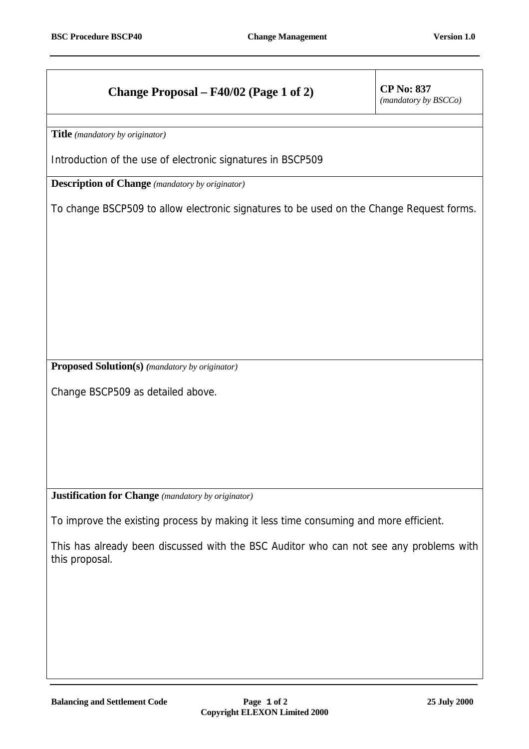| Change Proposal – F40/02 (Page 1 of 2) | CP No: 837 *(mandatory by BSCCo)* |
|---|---|

**Title** *(mandatory by originator)*

Introduction of the use of electronic signatures in BSCP509

**Description of Change** *(mandatory by originator)*

To change BSCP509 to allow electronic signatures to be used on the Change Request forms.

**Proposed Solution(s)** *(mandatory by originator)*

Change BSCP509 as detailed above.

**Justification for Change** *(mandatory by originator)*

To improve the existing process by making it less time consuming and more efficient.

This has already been discussed with the BSC Auditor who can not see any problems with this proposal.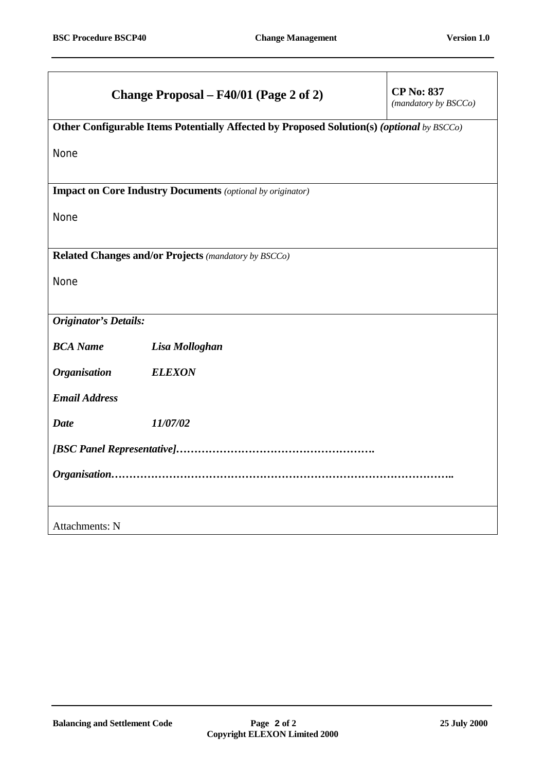| **Change Proposal – F40/01 (Page 2 of 2)** | **CP No: 837** *(mandatory by BSCCo)* |
|---|---|

**Other Configurable Items Potentially Affected by Proposed Solution(s)** ***(optional** by BSCCo)*

None

**Impact on Core Industry Documents** *(optional by originator)*

None

**Related Changes and/or Projects** *(mandatory by BSCCo)*

None

***Originator's Details:***

***BCA Name*** ***Lisa Molloghan***

***Organisation*** ***ELEXON***

***Email Address***

***Date*** ***11/07/02***

***[BSC Panel Representative]…………………………………………….***

***Organisation…………………………………………………………………………..***

Attachments: N